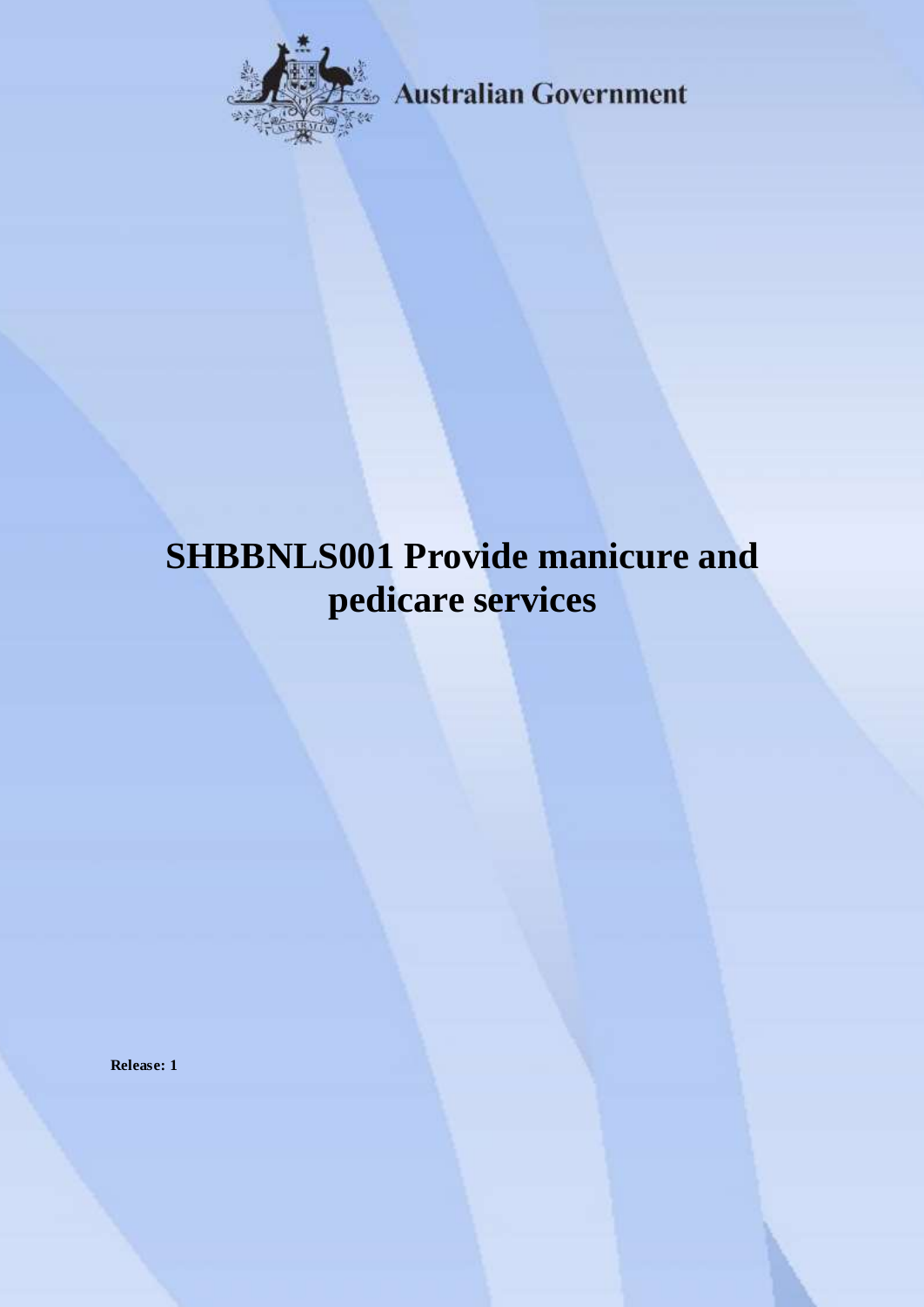Australian Government

# SHBBNLS001 Provide manicure and pedicare services

**Release: 1**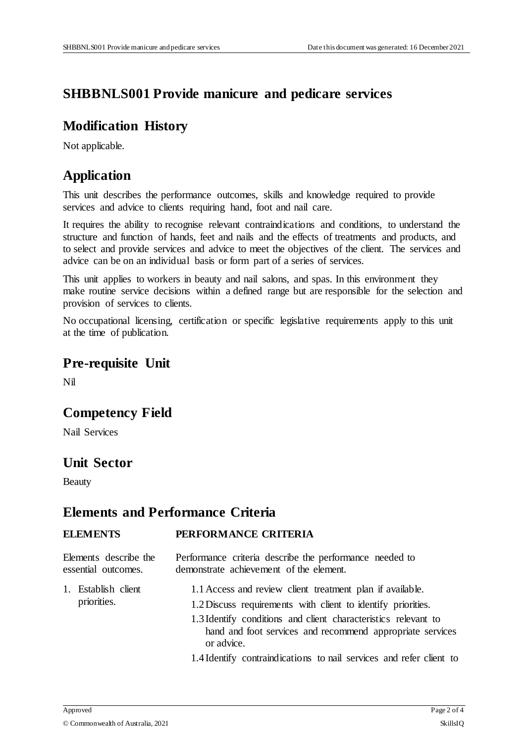# SHBBNLS001 Provide manicure and pedicare services

## Modification History

Not applicable.

## Application

This unit describes the performance outcomes, skills and knowledge required to provide services and advice to clients requiring hand, foot and nail care.

It requires the ability to recognise relevant contraindications and conditions, to understand the structure and function of hands, feet and nails and the effects of treatments and products, and to select and provide services and advice to meet the objectives of the client. The services and advice can be on an individual basis or form part of a series of services.

This unit applies to workers in beauty and nail salons, and spas. In this environment they make routine service decisions within a defined range but are responsible for the selection and provision of services to clients.

No occupational licensing, certification or specific legislative requirements apply to this unit at the time of publication.

## Pre-requisite Unit

Nil

## Competency Field

Nail Services

## Unit Sector

Beauty

## Elements and Performance Criteria

| ELEMENTS | PERFORMANCE CRITERIA |
|---|---|
| Elements describe the essential outcomes. | Performance criteria describe the performance needed to demonstrate achievement of the element. |
| 1. Establish client priorities. | 1.1 Access and review client treatment plan if available.<br>1.2 Discuss requirements with client to identify priorities.<br>1.3 Identify conditions and client characteristics relevant to hand and foot services and recommend appropriate services or advice.<br>1.4 Identify contraindications to nail services and refer client to |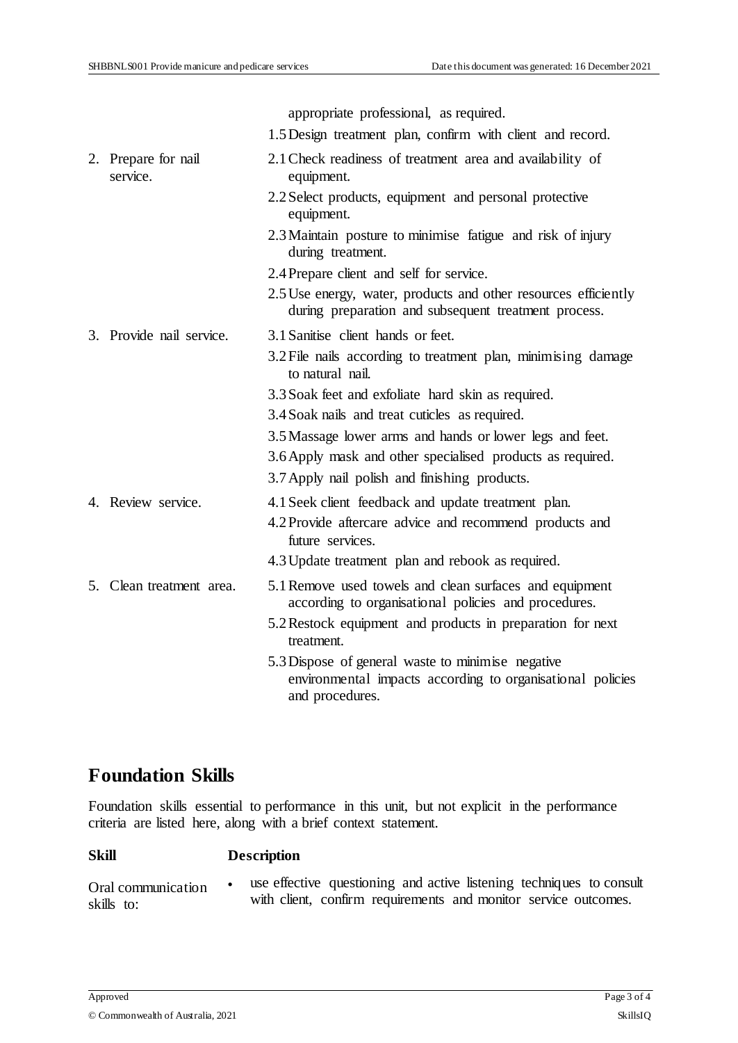| | |
|---|---|
| | appropriate professional, as required. |
| | 1.5 Design treatment plan, confirm with client and record. |
| 2. Prepare for nail service. | 2.1 Check readiness of treatment area and availability of equipment. |
| | 2.2 Select products, equipment and personal protective equipment. |
| | 2.3 Maintain posture to minimise fatigue and risk of injury during treatment. |
| | 2.4 Prepare client and self for service. |
| | 2.5 Use energy, water, products and other resources efficiently during preparation and subsequent treatment process. |
| 3. Provide nail service. | 3.1 Sanitise client hands or feet. |
| | 3.2 File nails according to treatment plan, minimising damage to natural nail. |
| | 3.3 Soak feet and exfoliate hard skin as required. |
| | 3.4 Soak nails and treat cuticles as required. |
| | 3.5 Massage lower arms and hands or lower legs and feet. |
| | 3.6 Apply mask and other specialised products as required. |
| | 3.7 Apply nail polish and finishing products. |
| 4. Review service. | 4.1 Seek client feedback and update treatment plan. |
| | 4.2 Provide aftercare advice and recommend products and future services. |
| | 4.3 Update treatment plan and rebook as required. |
| 5. Clean treatment area. | 5.1 Remove used towels and clean surfaces and equipment according to organisational policies and procedures. |
| | 5.2 Restock equipment and products in preparation for next treatment. |
| | 5.3 Dispose of general waste to minimise negative environmental impacts according to organisational policies and procedures. |

## Foundation Skills

Foundation skills essential to performance in this unit, but not explicit in the performance criteria are listed here, along with a brief context statement.

| Skill | Description |
|---|---|
| Oral communication skills to: | • use effective questioning and active listening techniques to consult with client, confirm requirements and monitor service outcomes. |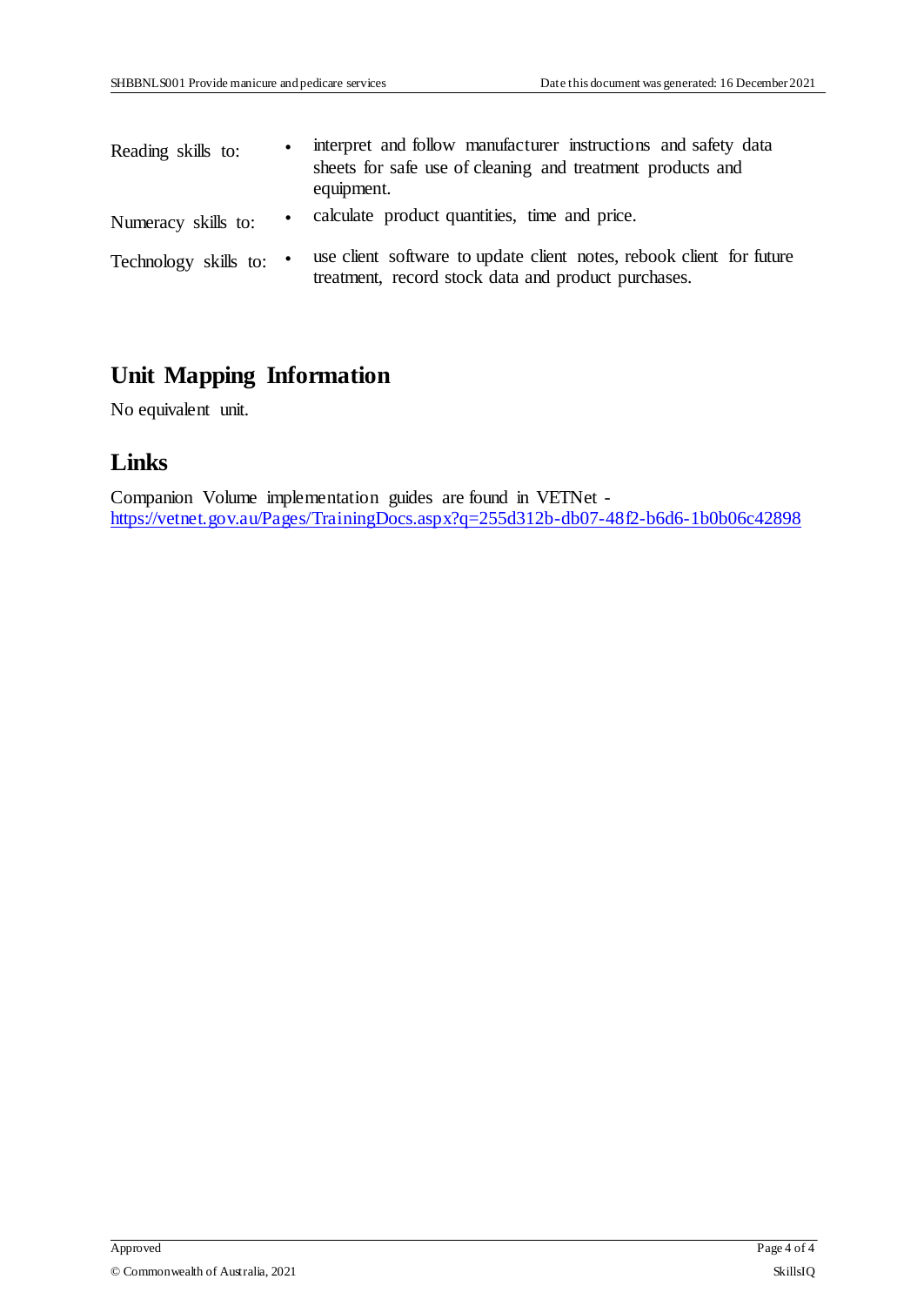| | |
|---|---|
| Reading skills to: | • interpret and follow manufacturer instructions and safety data sheets for safe use of cleaning and treatment products and equipment. |
| Numeracy skills to: | • calculate product quantities, time and price. |
| Technology skills to: | • use client software to update client notes, rebook client for future treatment, record stock data and product purchases. |

## Unit Mapping Information

No equivalent unit.

## Links

Companion Volume implementation guides are found in VETNet - https://vetnet.gov.au/Pages/TrainingDocs.aspx?q=255d312b-db07-48f2-b6d6-1b0b06c42898